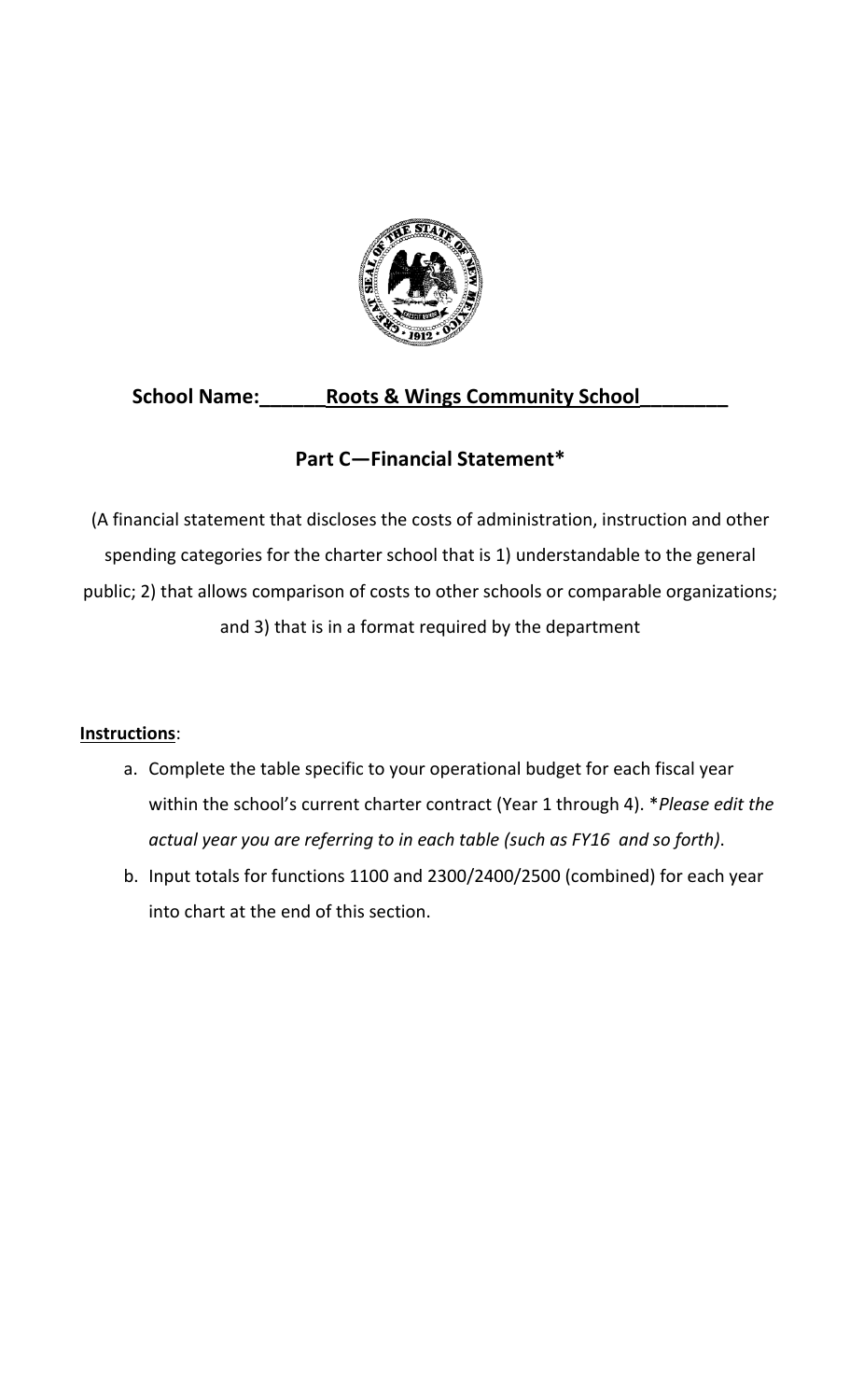**School Name:\_\_\_\_\_\_Roots & Wings Community School\_\_\_\_\_\_\_\_**

## Part C—Financial Statement*

(A financial statement that discloses the costs of administration, instruction and other spending categories for the charter school that is 1) understandable to the general public; 2) that allows comparison of costs to other schools or comparable organizations; and 3) that is in a format required by the department

**Instructions**:

a. Complete the table specific to your operational budget for each fiscal year within the school's current charter contract (Year 1 through 4). **Please edit the actual year you are referring to in each table (such as FY16 and so forth)*.
b. Input totals for functions 1100 and 2300/2400/2500 (combined) for each year into chart at the end of this section.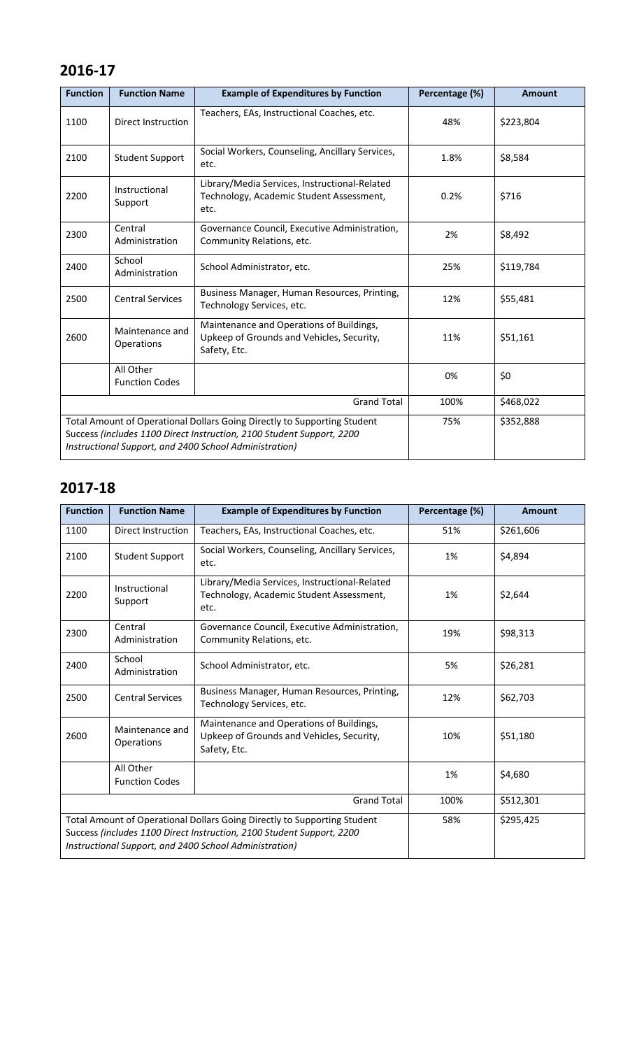## 2016-17

| Function | Function Name | Example of Expenditures by Function | Percentage (%) | Amount |
|---|---|---|---|---|
| 1100 | Direct Instruction | Teachers, EAs, Instructional Coaches, etc. | 48% | $223,804 |
| 2100 | Student Support | Social Workers, Counseling, Ancillary Services, etc. | 1.8% | $8,584 |
| 2200 | Instructional Support | Library/Media Services, Instructional-Related Technology, Academic Student Assessment, etc. | 0.2% | $716 |
| 2300 | Central Administration | Governance Council, Executive Administration, Community Relations, etc. | 2% | $8,492 |
| 2400 | School Administration | School Administrator, etc. | 25% | $119,784 |
| 2500 | Central Services | Business Manager, Human Resources, Printing, Technology Services, etc. | 12% | $55,481 |
| 2600 | Maintenance and Operations | Maintenance and Operations of Buildings, Upkeep of Grounds and Vehicles, Security, Safety, Etc. | 11% | $51,161 |
| | All Other Function Codes | | 0% | $0 |
| | | Grand Total | 100% | $468,022 |
| Total Amount of Operational Dollars Going Directly to Supporting Student Success *(includes 1100 Direct Instruction, 2100 Student Support, 2200 Instructional Support, and 2400 School Administration)* | | | 75% | $352,888 |

## 2017-18

| Function | Function Name | Example of Expenditures by Function | Percentage (%) | Amount |
|---|---|---|---|---|
| 1100 | Direct Instruction | Teachers, EAs, Instructional Coaches, etc. | 51% | $261,606 |
| 2100 | Student Support | Social Workers, Counseling, Ancillary Services, etc. | 1% | $4,894 |
| 2200 | Instructional Support | Library/Media Services, Instructional-Related Technology, Academic Student Assessment, etc. | 1% | $2,644 |
| 2300 | Central Administration | Governance Council, Executive Administration, Community Relations, etc. | 19% | $98,313 |
| 2400 | School Administration | School Administrator, etc. | 5% | $26,281 |
| 2500 | Central Services | Business Manager, Human Resources, Printing, Technology Services, etc. | 12% | $62,703 |
| 2600 | Maintenance and Operations | Maintenance and Operations of Buildings, Upkeep of Grounds and Vehicles, Security, Safety, Etc. | 10% | $51,180 |
| | All Other Function Codes | | 1% | $4,680 |
| | | Grand Total | 100% | $512,301 |
| Total Amount of Operational Dollars Going Directly to Supporting Student Success *(includes 1100 Direct Instruction, 2100 Student Support, 2200 Instructional Support, and 2400 School Administration)* | | | 58% | $295,425 |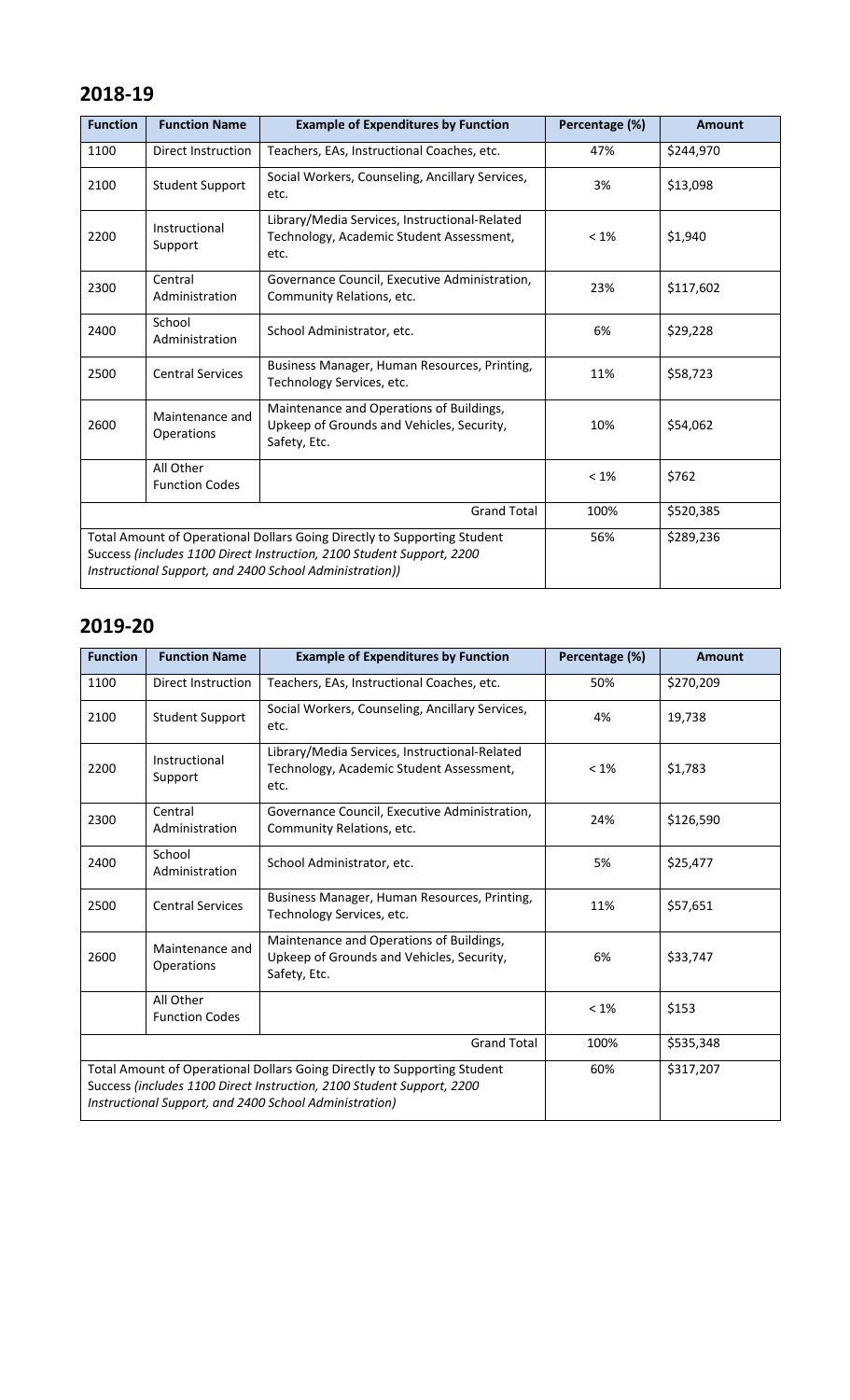## 2018-19

| Function | Function Name | Example of Expenditures by Function | Percentage (%) | Amount |
|---|---|---|---|---|
| 1100 | Direct Instruction | Teachers, EAs, Instructional Coaches, etc. | 47% | $244,970 |
| 2100 | Student Support | Social Workers, Counseling, Ancillary Services, etc. | 3% | $13,098 |
| 2200 | Instructional Support | Library/Media Services, Instructional-Related Technology, Academic Student Assessment, etc. | < 1% | $1,940 |
| 2300 | Central Administration | Governance Council, Executive Administration, Community Relations, etc. | 23% | $117,602 |
| 2400 | School Administration | School Administrator, etc. | 6% | $29,228 |
| 2500 | Central Services | Business Manager, Human Resources, Printing, Technology Services, etc. | 11% | $58,723 |
| 2600 | Maintenance and Operations | Maintenance and Operations of Buildings, Upkeep of Grounds and Vehicles, Security, Safety, Etc. | 10% | $54,062 |
| | All Other Function Codes | | < 1% | $762 |
| | | Grand Total | 100% | $520,385 |
| Total Amount of Operational Dollars Going Directly to Supporting Student Success *(includes 1100 Direct Instruction, 2100 Student Support, 2200 Instructional Support, and 2400 School Administration))* | | | 56% | $289,236 |

## 2019-20

| Function | Function Name | Example of Expenditures by Function | Percentage (%) | Amount |
|---|---|---|---|---|
| 1100 | Direct Instruction | Teachers, EAs, Instructional Coaches, etc. | 50% | $270,209 |
| 2100 | Student Support | Social Workers, Counseling, Ancillary Services, etc. | 4% | 19,738 |
| 2200 | Instructional Support | Library/Media Services, Instructional-Related Technology, Academic Student Assessment, etc. | < 1% | $1,783 |
| 2300 | Central Administration | Governance Council, Executive Administration, Community Relations, etc. | 24% | $126,590 |
| 2400 | School Administration | School Administrator, etc. | 5% | $25,477 |
| 2500 | Central Services | Business Manager, Human Resources, Printing, Technology Services, etc. | 11% | $57,651 |
| 2600 | Maintenance and Operations | Maintenance and Operations of Buildings, Upkeep of Grounds and Vehicles, Security, Safety, Etc. | 6% | $33,747 |
| | All Other Function Codes | | < 1% | $153 |
| | | Grand Total | 100% | $535,348 |
| Total Amount of Operational Dollars Going Directly to Supporting Student Success *(includes 1100 Direct Instruction, 2100 Student Support, 2200 Instructional Support, and 2400 School Administration)* | | | 60% | $317,207 |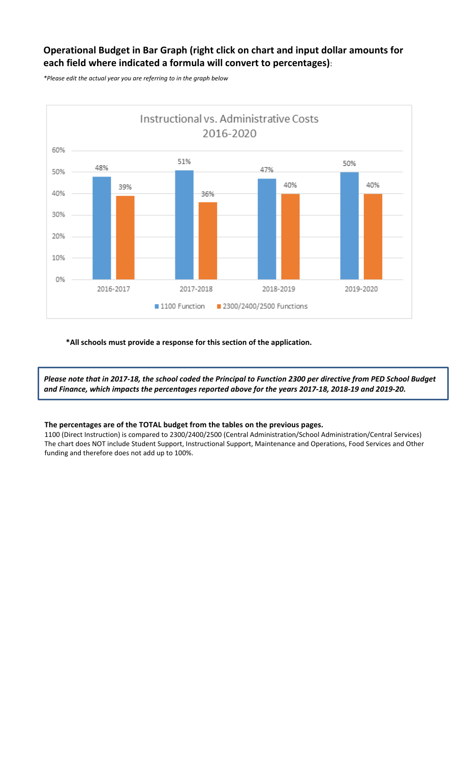## Operational Budget in Bar Graph (right click on chart and input dollar amounts for each field where indicated a formula will convert to percentages):

*\*Please edit the actual year you are referring to in the graph below*

Instructional vs. Administrative Costs
2016-2020

60%
50%
40%
30%
20%
10%
0%

48%
39%
51%
36%
47%
40%
50%
40%

2016-2017
2017-2018
2018-2019
2019-2020

1100 Function
2300/2400/2500 Functions

**\*All schools must provide a response for this section of the application.**

***Please note that in 2017-18, the school coded the Principal to Function 2300 per directive from PED School Budget and Finance, which impacts the percentages reported above for the years 2017-18, 2018-19 and 2019-20.***

**The percentages are of the TOTAL budget from the tables on the previous pages.**

1100 (Direct Instruction) is compared to 2300/2400/2500 (Central Administration/School Administration/Central Services) The chart does NOT include Student Support, Instructional Support, Maintenance and Operations, Food Services and Other funding and therefore does not add up to 100%.